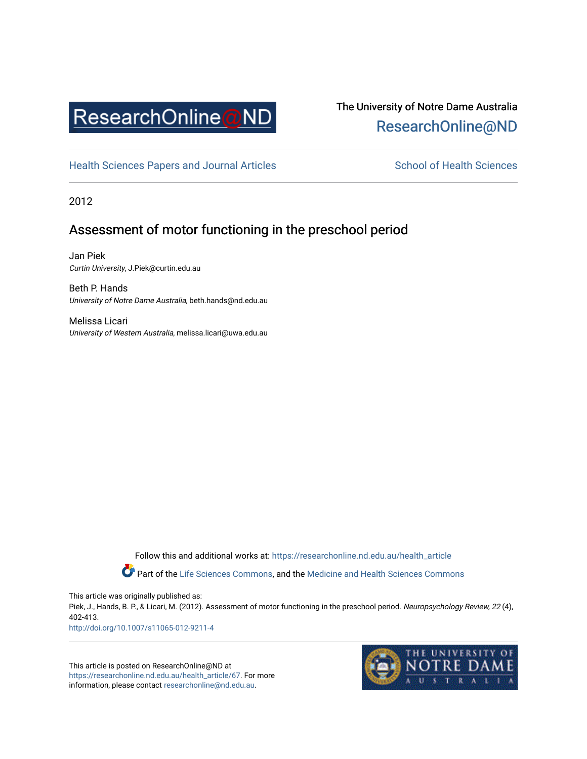ResearchOnline@ND

The University of Notre Dame Australia
ResearchOnline@ND

Health Sciences Papers and Journal Articles

School of Health Sciences

2012

# Assessment of motor functioning in the preschool period

Jan Piek
*Curtin University*, J.Piek@curtin.edu.au

Beth P. Hands
*University of Notre Dame Australia*, beth.hands@nd.edu.au

Melissa Licari
*University of Western Australia*, melissa.licari@uwa.edu.au

Follow this and additional works at: https://researchonline.nd.edu.au/health_article

Part of the Life Sciences Commons, and the Medicine and Health Sciences Commons

This article was originally published as:
Piek, J., Hands, B. P., & Licari, M. (2012). Assessment of motor functioning in the preschool period. *Neuropsychology Review, 22* (4), 402-413.
http://doi.org/10.1007/s11065-012-9211-4

This article is posted on ResearchOnline@ND at https://researchonline.nd.edu.au/health_article/67. For more information, please contact researchonline@nd.edu.au.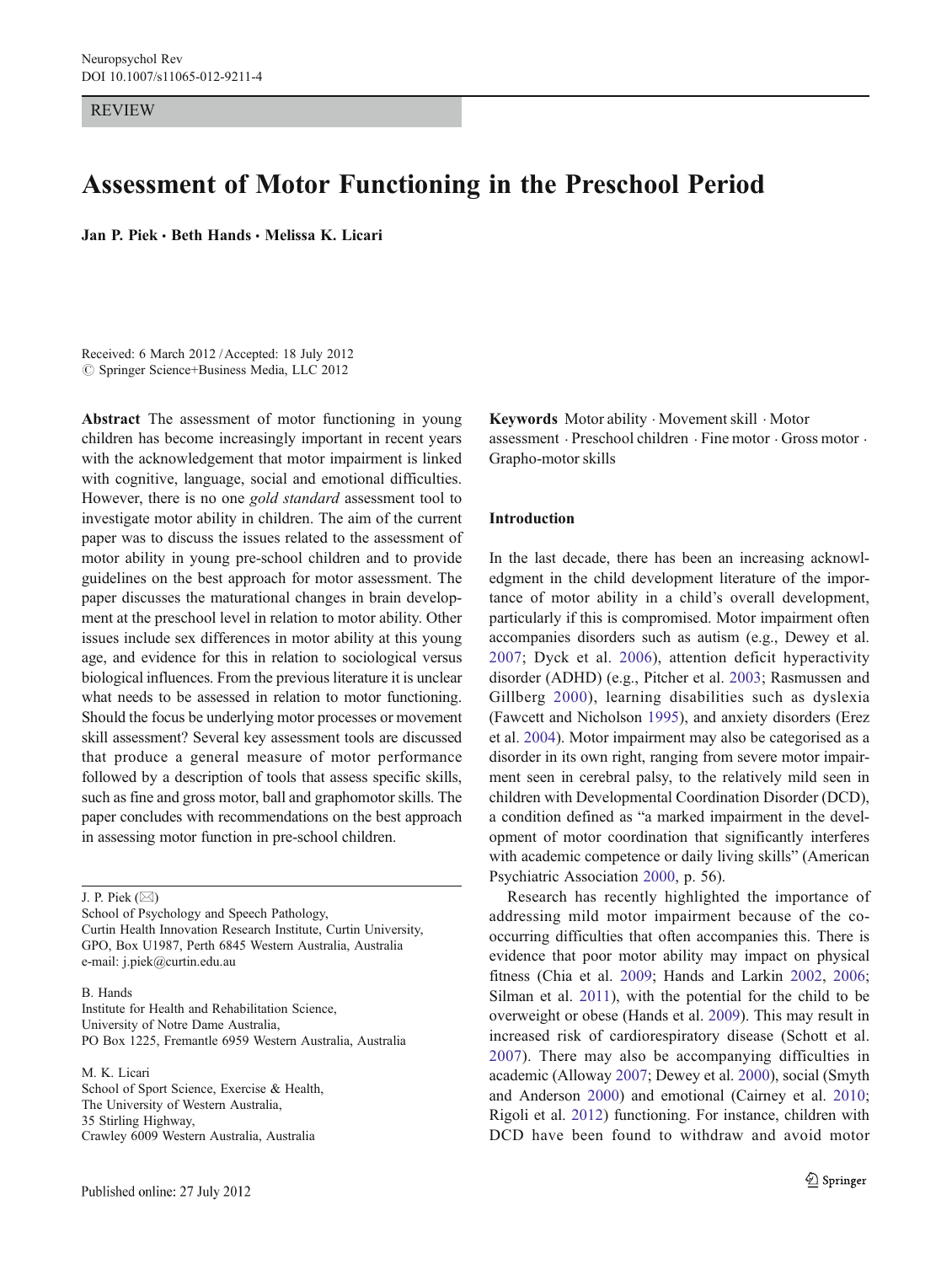REVIEW

# Assessment of Motor Functioning in the Preschool Period

**Jan P. Piek · Beth Hands · Melissa K. Licari**

Received: 6 March 2012 / Accepted: 18 July 2012
© Springer Science+Business Media, LLC 2012

**Abstract** The assessment of motor functioning in young children has become increasingly important in recent years with the acknowledgement that motor impairment is linked with cognitive, language, social and emotional difficulties. However, there is no one *gold standard* assessment tool to investigate motor ability in children. The aim of the current paper was to discuss the issues related to the assessment of motor ability in young pre-school children and to provide guidelines on the best approach for motor assessment. The paper discusses the maturational changes in brain development at the preschool level in relation to motor ability. Other issues include sex differences in motor ability at this young age, and evidence for this in relation to sociological versus biological influences. From the previous literature it is unclear what needs to be assessed in relation to motor functioning. Should the focus be underlying motor processes or movement skill assessment? Several key assessment tools are discussed that produce a general measure of motor performance followed by a description of tools that assess specific skills, such as fine and gross motor, ball and graphomotor skills. The paper concludes with recommendations on the best approach in assessing motor function in pre-school children.

**Keywords** Motor ability · Movement skill · Motor assessment · Preschool children · Fine motor · Gross motor · Grapho-motor skills

J. P. Piek (✉)
School of Psychology and Speech Pathology,
Curtin Health Innovation Research Institute, Curtin University,
GPO, Box U1987, Perth 6845 Western Australia, Australia
e-mail: j.piek@curtin.edu.au

B. Hands
Institute for Health and Rehabilitation Science,
University of Notre Dame Australia,
PO Box 1225, Fremantle 6959 Western Australia, Australia

M. K. Licari
School of Sport Science, Exercise & Health,
The University of Western Australia,
35 Stirling Highway,
Crawley 6009 Western Australia, Australia

## Introduction

In the last decade, there has been an increasing acknowledgment in the child development literature of the importance of motor ability in a child's overall development, particularly if this is compromised. Motor impairment often accompanies disorders such as autism (e.g., Dewey et al. 2007; Dyck et al. 2006), attention deficit hyperactivity disorder (ADHD) (e.g., Pitcher et al. 2003; Rasmussen and Gillberg 2000), learning disabilities such as dyslexia (Fawcett and Nicholson 1995), and anxiety disorders (Erez et al. 2004). Motor impairment may also be categorised as a disorder in its own right, ranging from severe motor impairment seen in cerebral palsy, to the relatively mild seen in children with Developmental Coordination Disorder (DCD), a condition defined as "a marked impairment in the development of motor coordination that significantly interferes with academic competence or daily living skills" (American Psychiatric Association 2000, p. 56).

Research has recently highlighted the importance of addressing mild motor impairment because of the co-occurring difficulties that often accompanies this. There is evidence that poor motor ability may impact on physical fitness (Chia et al. 2009; Hands and Larkin 2002, 2006; Silman et al. 2011), with the potential for the child to be overweight or obese (Hands et al. 2009). This may result in increased risk of cardiorespiratory disease (Schott et al. 2007). There may also be accompanying difficulties in academic (Alloway 2007; Dewey et al. 2000), social (Smyth and Anderson 2000) and emotional (Cairney et al. 2010; Rigoli et al. 2012) functioning. For instance, children with DCD have been found to withdraw and avoid motor

Published online: 27 July 2012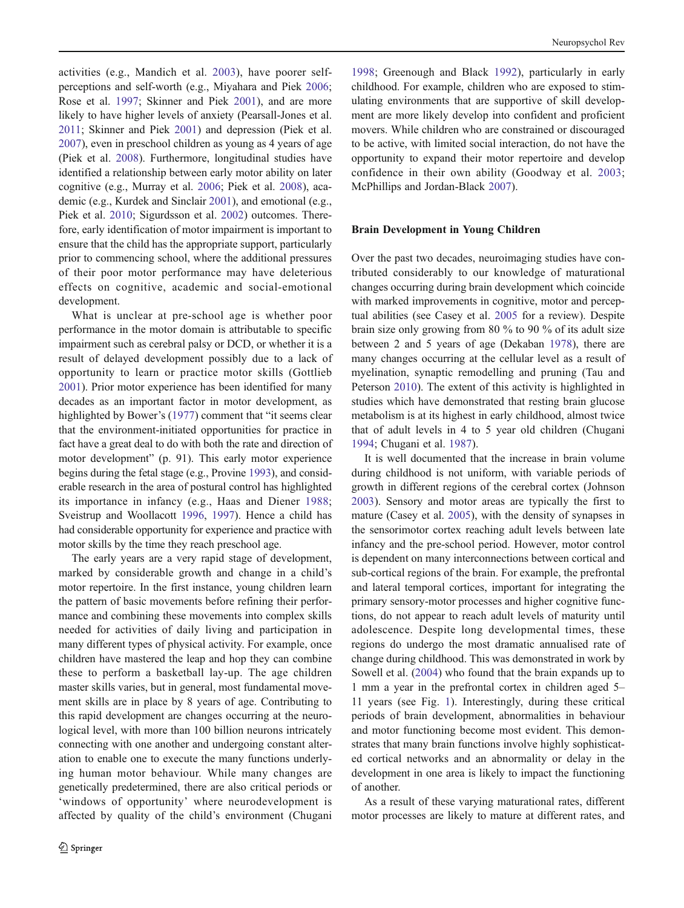activities (e.g., Mandich et al. 2003), have poorer self-perceptions and self-worth (e.g., Miyahara and Piek 2006; Rose et al. 1997; Skinner and Piek 2001), and are more likely to have higher levels of anxiety (Pearsall-Jones et al. 2011; Skinner and Piek 2001) and depression (Piek et al. 2007), even in preschool children as young as 4 years of age (Piek et al. 2008). Furthermore, longitudinal studies have identified a relationship between early motor ability on later cognitive (e.g., Murray et al. 2006; Piek et al. 2008), academic (e.g., Kurdek and Sinclair 2001), and emotional (e.g., Piek et al. 2010; Sigurdsson et al. 2002) outcomes. Therefore, early identification of motor impairment is important to ensure that the child has the appropriate support, particularly prior to commencing school, where the additional pressures of their poor motor performance may have deleterious effects on cognitive, academic and social-emotional development.

What is unclear at pre-school age is whether poor performance in the motor domain is attributable to specific impairment such as cerebral palsy or DCD, or whether it is a result of delayed development possibly due to a lack of opportunity to learn or practice motor skills (Gottlieb 2001). Prior motor experience has been identified for many decades as an important factor in motor development, as highlighted by Bower's (1977) comment that "it seems clear that the environment-initiated opportunities for practice in fact have a great deal to do with both the rate and direction of motor development" (p. 91). This early motor experience begins during the fetal stage (e.g., Provine 1993), and considerable research in the area of postural control has highlighted its importance in infancy (e.g., Haas and Diener 1988; Sveistrup and Woollacott 1996, 1997). Hence a child has had considerable opportunity for experience and practice with motor skills by the time they reach preschool age.

The early years are a very rapid stage of development, marked by considerable growth and change in a child's motor repertoire. In the first instance, young children learn the pattern of basic movements before refining their performance and combining these movements into complex skills needed for activities of daily living and participation in many different types of physical activity. For example, once children have mastered the leap and hop they can combine these to perform a basketball lay-up. The age children master skills varies, but in general, most fundamental movement skills are in place by 8 years of age. Contributing to this rapid development are changes occurring at the neurological level, with more than 100 billion neurons intricately connecting with one another and undergoing constant alteration to enable one to execute the many functions underlying human motor behaviour. While many changes are genetically predetermined, there are also critical periods or 'windows of opportunity' where neurodevelopment is affected by quality of the child's environment (Chugani 1998; Greenough and Black 1992), particularly in early childhood. For example, children who are exposed to stimulating environments that are supportive of skill development are more likely develop into confident and proficient movers. While children who are constrained or discouraged to be active, with limited social interaction, do not have the opportunity to expand their motor repertoire and develop confidence in their own ability (Goodway et al. 2003; McPhillips and Jordan-Black 2007).

## Brain Development in Young Children

Over the past two decades, neuroimaging studies have contributed considerably to our knowledge of maturational changes occurring during brain development which coincide with marked improvements in cognitive, motor and perceptual abilities (see Casey et al. 2005 for a review). Despite brain size only growing from 80 % to 90 % of its adult size between 2 and 5 years of age (Dekaban 1978), there are many changes occurring at the cellular level as a result of myelination, synaptic remodelling and pruning (Tau and Peterson 2010). The extent of this activity is highlighted in studies which have demonstrated that resting brain glucose metabolism is at its highest in early childhood, almost twice that of adult levels in 4 to 5 year old children (Chugani 1994; Chugani et al. 1987).

It is well documented that the increase in brain volume during childhood is not uniform, with variable periods of growth in different regions of the cerebral cortex (Johnson 2003). Sensory and motor areas are typically the first to mature (Casey et al. 2005), with the density of synapses in the sensorimotor cortex reaching adult levels between late infancy and the pre-school period. However, motor control is dependent on many interconnections between cortical and sub-cortical regions of the brain. For example, the prefrontal and lateral temporal cortices, important for integrating the primary sensory-motor processes and higher cognitive functions, do not appear to reach adult levels of maturity until adolescence. Despite long developmental times, these regions do undergo the most dramatic annualised rate of change during childhood. This was demonstrated in work by Sowell et al. (2004) who found that the brain expands up to 1 mm a year in the prefrontal cortex in children aged 5–11 years (see Fig. 1). Interestingly, during these critical periods of brain development, abnormalities in behaviour and motor functioning become most evident. This demonstrates that many brain functions involve highly sophisticated cortical networks and an abnormality or delay in the development in one area is likely to impact the functioning of another.

As a result of these varying maturational rates, different motor processes are likely to mature at different rates, and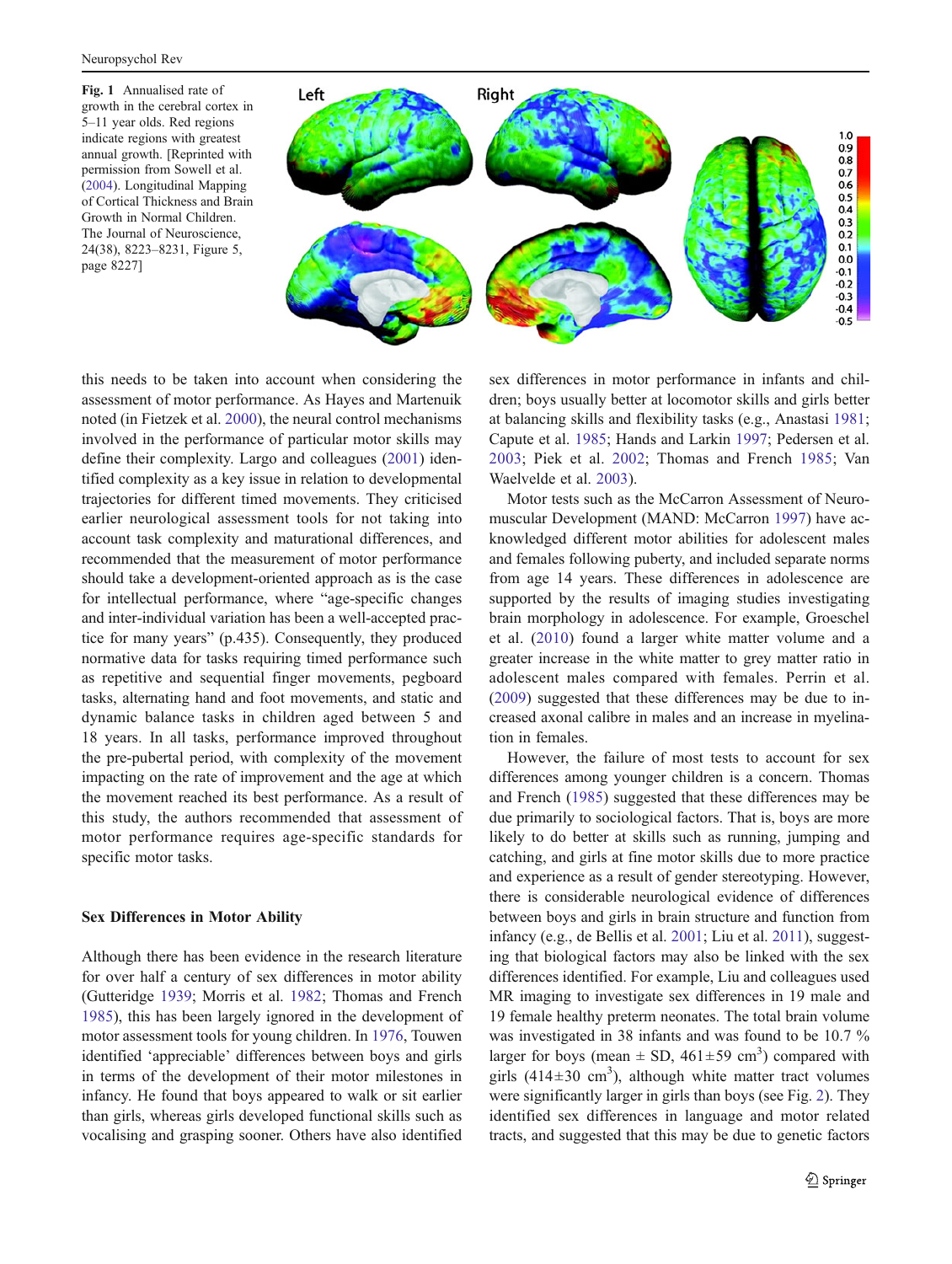**Fig. 1** Annualised rate of growth in the cerebral cortex in 5–11 year olds. Red regions indicate regions with greatest annual growth. [Reprinted with permission from Sowell et al. (2004). Longitudinal Mapping of Cortical Thickness and Brain Growth in Normal Children. The Journal of Neuroscience, 24(38), 8223–8231, Figure 5, page 8227]

this needs to be taken into account when considering the assessment of motor performance. As Hayes and Martenuik noted (in Fietzek et al. 2000), the neural control mechanisms involved in the performance of particular motor skills may define their complexity. Largo and colleagues (2001) identified complexity as a key issue in relation to developmental trajectories for different timed movements. They criticised earlier neurological assessment tools for not taking into account task complexity and maturational differences, and recommended that the measurement of motor performance should take a development-oriented approach as is the case for intellectual performance, where "age-specific changes and inter-individual variation has been a well-accepted practice for many years" (p.435). Consequently, they produced normative data for tasks requiring timed performance such as repetitive and sequential finger movements, pegboard tasks, alternating hand and foot movements, and static and dynamic balance tasks in children aged between 5 and 18 years. In all tasks, performance improved throughout the pre-pubertal period, with complexity of the movement impacting on the rate of improvement and the age at which the movement reached its best performance. As a result of this study, the authors recommended that assessment of motor performance requires age-specific standards for specific motor tasks.

## Sex Differences in Motor Ability

Although there has been evidence in the research literature for over half a century of sex differences in motor ability (Gutteridge 1939; Morris et al. 1982; Thomas and French 1985), this has been largely ignored in the development of motor assessment tools for young children. In 1976, Touwen identified 'appreciable' differences between boys and girls in terms of the development of their motor milestones in infancy. He found that boys appeared to walk or sit earlier than girls, whereas girls developed functional skills such as vocalising and grasping sooner. Others have also identified sex differences in motor performance in infants and children; boys usually better at locomotor skills and girls better at balancing skills and flexibility tasks (e.g., Anastasi 1981; Capute et al. 1985; Hands and Larkin 1997; Pedersen et al. 2003; Piek et al. 2002; Thomas and French 1985; Van Waelvelde et al. 2003).

Motor tests such as the McCarron Assessment of Neuromuscular Development (MAND: McCarron 1997) have acknowledged different motor abilities for adolescent males and females following puberty, and included separate norms from age 14 years. These differences in adolescence are supported by the results of imaging studies investigating brain morphology in adolescence. For example, Groeschel et al. (2010) found a larger white matter volume and a greater increase in the white matter to grey matter ratio in adolescent males compared with females. Perrin et al. (2009) suggested that these differences may be due to increased axonal calibre in males and an increase in myelination in females.

However, the failure of most tests to account for sex differences among younger children is a concern. Thomas and French (1985) suggested that these differences may be due primarily to sociological factors. That is, boys are more likely to do better at skills such as running, jumping and catching, and girls at fine motor skills due to more practice and experience as a result of gender stereotyping. However, there is considerable neurological evidence of differences between boys and girls in brain structure and function from infancy (e.g., de Bellis et al. 2001; Liu et al. 2011), suggesting that biological factors may also be linked with the sex differences identified. For example, Liu and colleagues used MR imaging to investigate sex differences in 19 male and 19 female healthy preterm neonates. The total brain volume was investigated in 38 infants and was found to be 10.7 % larger for boys (mean ± SD, 461±59 cm$^3$) compared with girls (414±30 cm$^3$), although white matter tract volumes were significantly larger in girls than boys (see Fig. 2). They identified sex differences in language and motor related tracts, and suggested that this may be due to genetic factors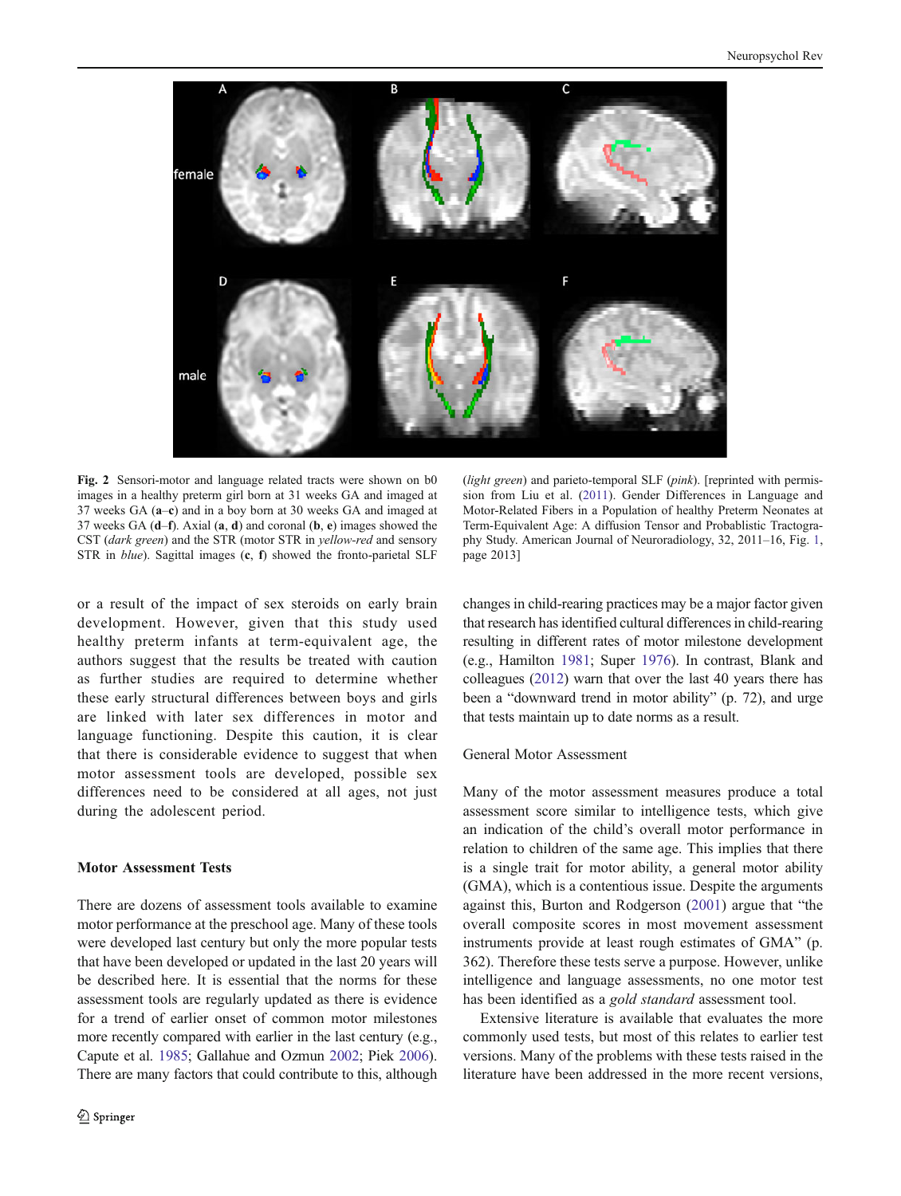**Fig. 2** Sensori-motor and language related tracts were shown on b0 images in a healthy preterm girl born at 31 weeks GA and imaged at 37 weeks GA (**a**–**c**) and in a boy born at 30 weeks GA and imaged at 37 weeks GA (**d**–**f**). Axial (**a**, **d**) and coronal (**b**, **e**) images showed the CST (*dark green*) and the STR (motor STR in *yellow-red* and sensory STR in *blue*). Sagittal images (**c**, **f**) showed the fronto-parietal SLF (*light green*) and parieto-temporal SLF (*pink*). [reprinted with permission from Liu et al. (2011). Gender Differences in Language and Motor-Related Fibers in a Population of healthy Preterm Neonates at Term-Equivalent Age: A diffusion Tensor and Probablistic Tractography Study. American Journal of Neuroradiology, 32, 2011–16, Fig. 1, page 2013]

or a result of the impact of sex steroids on early brain development. However, given that this study used healthy preterm infants at term-equivalent age, the authors suggest that the results be treated with caution as further studies are required to determine whether these early structural differences between boys and girls are linked with later sex differences in motor and language functioning. Despite this caution, it is clear that there is considerable evidence to suggest that when motor assessment tools are developed, possible sex differences need to be considered at all ages, not just during the adolescent period.

## Motor Assessment Tests

There are dozens of assessment tools available to examine motor performance at the preschool age. Many of these tools were developed last century but only the more popular tests that have been developed or updated in the last 20 years will be described here. It is essential that the norms for these assessment tools are regularly updated as there is evidence for a trend of earlier onset of common motor milestones more recently compared with earlier in the last century (e.g., Capute et al. 1985; Gallahue and Ozmun 2002; Piek 2006). There are many factors that could contribute to this, although changes in child-rearing practices may be a major factor given that research has identified cultural differences in child-rearing resulting in different rates of motor milestone development (e.g., Hamilton 1981; Super 1976). In contrast, Blank and colleagues (2012) warn that over the last 40 years there has been a "downward trend in motor ability" (p. 72), and urge that tests maintain up to date norms as a result.

### General Motor Assessment

Many of the motor assessment measures produce a total assessment score similar to intelligence tests, which give an indication of the child's overall motor performance in relation to children of the same age. This implies that there is a single trait for motor ability, a general motor ability (GMA), which is a contentious issue. Despite the arguments against this, Burton and Rodgerson (2001) argue that "the overall composite scores in most movement assessment instruments provide at least rough estimates of GMA" (p. 362). Therefore these tests serve a purpose. However, unlike intelligence and language assessments, no one motor test has been identified as a *gold standard* assessment tool.

Extensive literature is available that evaluates the more commonly used tests, but most of this relates to earlier test versions. Many of the problems with these tests raised in the literature have been addressed in the more recent versions,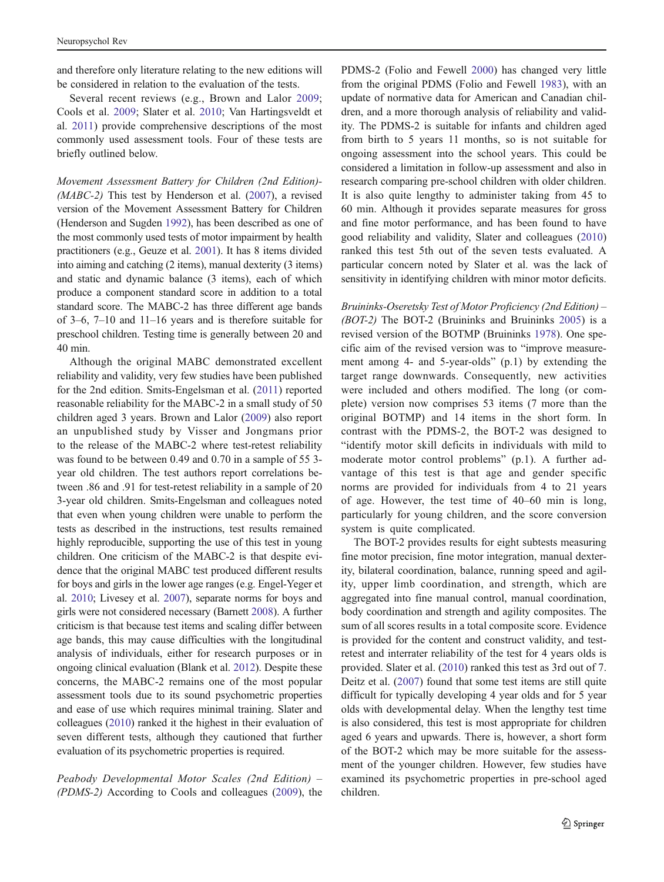and therefore only literature relating to the new editions will be considered in relation to the evaluation of the tests.

Several recent reviews (e.g., Brown and Lalor 2009; Cools et al. 2009; Slater et al. 2010; Van Hartingsveldt et al. 2011) provide comprehensive descriptions of the most commonly used assessment tools. Four of these tests are briefly outlined below.

*Movement Assessment Battery for Children (2nd Edition)-(MABC-2)* This test by Henderson et al. (2007), a revised version of the Movement Assessment Battery for Children (Henderson and Sugden 1992), has been described as one of the most commonly used tests of motor impairment by health practitioners (e.g., Geuze et al. 2001). It has 8 items divided into aiming and catching (2 items), manual dexterity (3 items) and static and dynamic balance (3 items), each of which produce a component standard score in addition to a total standard score. The MABC-2 has three different age bands of 3–6, 7–10 and 11–16 years and is therefore suitable for preschool children. Testing time is generally between 20 and 40 min.

Although the original MABC demonstrated excellent reliability and validity, very few studies have been published for the 2nd edition. Smits-Engelsman et al. (2011) reported reasonable reliability for the MABC-2 in a small study of 50 children aged 3 years. Brown and Lalor (2009) also report an unpublished study by Visser and Jongmans prior to the release of the MABC-2 where test-retest reliability was found to be between 0.49 and 0.70 in a sample of 55 3-year old children. The test authors report correlations between .86 and .91 for test-retest reliability in a sample of 20 3-year old children. Smits-Engelsman and colleagues noted that even when young children were unable to perform the tests as described in the instructions, test results remained highly reproducible, supporting the use of this test in young children. One criticism of the MABC-2 is that despite evidence that the original MABC test produced different results for boys and girls in the lower age ranges (e.g. Engel-Yeger et al. 2010; Livesey et al. 2007), separate norms for boys and girls were not considered necessary (Barnett 2008). A further criticism is that because test items and scaling differ between age bands, this may cause difficulties with the longitudinal analysis of individuals, either for research purposes or in ongoing clinical evaluation (Blank et al. 2012). Despite these concerns, the MABC-2 remains one of the most popular assessment tools due to its sound psychometric properties and ease of use which requires minimal training. Slater and colleagues (2010) ranked it the highest in their evaluation of seven different tests, although they cautioned that further evaluation of its psychometric properties is required.

*Peabody Developmental Motor Scales (2nd Edition) – (PDMS-2)* According to Cools and colleagues (2009), the PDMS-2 (Folio and Fewell 2000) has changed very little from the original PDMS (Folio and Fewell 1983), with an update of normative data for American and Canadian children, and a more thorough analysis of reliability and validity. The PDMS-2 is suitable for infants and children aged from birth to 5 years 11 months, so is not suitable for ongoing assessment into the school years. This could be considered a limitation in follow-up assessment and also in research comparing pre-school children with older children. It is also quite lengthy to administer taking from 45 to 60 min. Although it provides separate measures for gross and fine motor performance, and has been found to have good reliability and validity, Slater and colleagues (2010) ranked this test 5th out of the seven tests evaluated. A particular concern noted by Slater et al. was the lack of sensitivity in identifying children with minor motor deficits.

*Bruininks-Oseretsky Test of Motor Proficiency (2nd Edition) – (BOT-2)* The BOT-2 (Bruininks and Bruininks 2005) is a revised version of the BOTMP (Bruininks 1978). One specific aim of the revised version was to "improve measurement among 4- and 5-year-olds" (p.1) by extending the target range downwards. Consequently, new activities were included and others modified. The long (or complete) version now comprises 53 items (7 more than the original BOTMP) and 14 items in the short form. In contrast with the PDMS-2, the BOT-2 was designed to "identify motor skill deficits in individuals with mild to moderate motor control problems" (p.1). A further advantage of this test is that age and gender specific norms are provided for individuals from 4 to 21 years of age. However, the test time of 40–60 min is long, particularly for young children, and the score conversion system is quite complicated.

The BOT-2 provides results for eight subtests measuring fine motor precision, fine motor integration, manual dexterity, bilateral coordination, balance, running speed and agility, upper limb coordination, and strength, which are aggregated into fine manual control, manual coordination, body coordination and strength and agility composites. The sum of all scores results in a total composite score. Evidence is provided for the content and construct validity, and test-retest and interrater reliability of the test for 4 years olds is provided. Slater et al. (2010) ranked this test as 3rd out of 7. Deitz et al. (2007) found that some test items are still quite difficult for typically developing 4 year olds and for 5 year olds with developmental delay. When the lengthy test time is also considered, this test is most appropriate for children aged 6 years and upwards. There is, however, a short form of the BOT-2 which may be more suitable for the assessment of the younger children. However, few studies have examined its psychometric properties in pre-school aged children.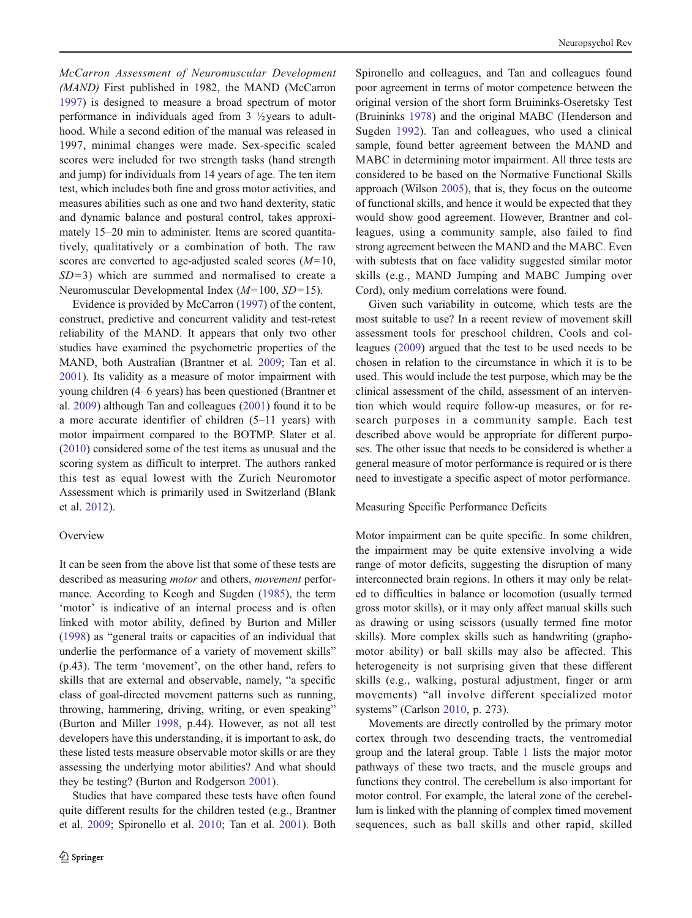*McCarron Assessment of Neuromuscular Development (MAND)* First published in 1982, the MAND (McCarron 1997) is designed to measure a broad spectrum of motor performance in individuals aged from 3 ½years to adulthood. While a second edition of the manual was released in 1997, minimal changes were made. Sex-specific scaled scores were included for two strength tasks (hand strength and jump) for individuals from 14 years of age. The ten item test, which includes both fine and gross motor activities, and measures abilities such as one and two hand dexterity, static and dynamic balance and postural control, takes approximately 15–20 min to administer. Items are scored quantitatively, qualitatively or a combination of both. The raw scores are converted to age-adjusted scaled scores ($M=10$, $SD=3$) which are summed and normalised to create a Neuromuscular Developmental Index ($M=100$, $SD=15$).

Evidence is provided by McCarron (1997) of the content, construct, predictive and concurrent validity and test-retest reliability of the MAND. It appears that only two other studies have examined the psychometric properties of the MAND, both Australian (Brantner et al. 2009; Tan et al. 2001). Its validity as a measure of motor impairment with young children (4–6 years) has been questioned (Brantner et al. 2009) although Tan and colleagues (2001) found it to be a more accurate identifier of children (5–11 years) with motor impairment compared to the BOTMP. Slater et al. (2010) considered some of the test items as unusual and the scoring system as difficult to interpret. The authors ranked this test as equal lowest with the Zurich Neuromotor Assessment which is primarily used in Switzerland (Blank et al. 2012).

## Overview

It can be seen from the above list that some of these tests are described as measuring *motor* and others, *movement* performance. According to Keogh and Sugden (1985), the term 'motor' is indicative of an internal process and is often linked with motor ability, defined by Burton and Miller (1998) as "general traits or capacities of an individual that underlie the performance of a variety of movement skills" (p.43). The term 'movement', on the other hand, refers to skills that are external and observable, namely, "a specific class of goal-directed movement patterns such as running, throwing, hammering, driving, writing, or even speaking" (Burton and Miller 1998, p.44). However, as not all test developers have this understanding, it is important to ask, do these listed tests measure observable motor skills or are they assessing the underlying motor abilities? And what should they be testing? (Burton and Rodgerson 2001).

Studies that have compared these tests have often found quite different results for the children tested (e.g., Brantner et al. 2009; Spironello et al. 2010; Tan et al. 2001). Both Spironello and colleagues, and Tan and colleagues found poor agreement in terms of motor competence between the original version of the short form Bruininks-Oseretsky Test (Bruininks 1978) and the original MABC (Henderson and Sugden 1992). Tan and colleagues, who used a clinical sample, found better agreement between the MAND and MABC in determining motor impairment. All three tests are considered to be based on the Normative Functional Skills approach (Wilson 2005), that is, they focus on the outcome of functional skills, and hence it would be expected that they would show good agreement. However, Brantner and colleagues, using a community sample, also failed to find strong agreement between the MAND and the MABC. Even with subtests that on face validity suggested similar motor skills (e.g., MAND Jumping and MABC Jumping over Cord), only medium correlations were found.

Given such variability in outcome, which tests are the most suitable to use? In a recent review of movement skill assessment tools for preschool children, Cools and colleagues (2009) argued that the test to be used needs to be chosen in relation to the circumstance in which it is to be used. This would include the test purpose, which may be the clinical assessment of the child, assessment of an intervention which would require follow-up measures, or for research purposes in a community sample. Each test described above would be appropriate for different purposes. The other issue that needs to be considered is whether a general measure of motor performance is required or is there need to investigate a specific aspect of motor performance.

## Measuring Specific Performance Deficits

Motor impairment can be quite specific. In some children, the impairment may be quite extensive involving a wide range of motor deficits, suggesting the disruption of many interconnected brain regions. In others it may only be related to difficulties in balance or locomotion (usually termed gross motor skills), or it may only affect manual skills such as drawing or using scissors (usually termed fine motor skills). More complex skills such as handwriting (graphomotor ability) or ball skills may also be affected. This heterogeneity is not surprising given that these different skills (e.g., walking, postural adjustment, finger or arm movements) "all involve different specialized motor systems" (Carlson 2010, p. 273).

Movements are directly controlled by the primary motor cortex through two descending tracts, the ventromedial group and the lateral group. Table 1 lists the major motor pathways of these two tracts, and the muscle groups and functions they control. The cerebellum is also important for motor control. For example, the lateral zone of the cerebellum is linked with the planning of complex timed movement sequences, such as ball skills and other rapid, skilled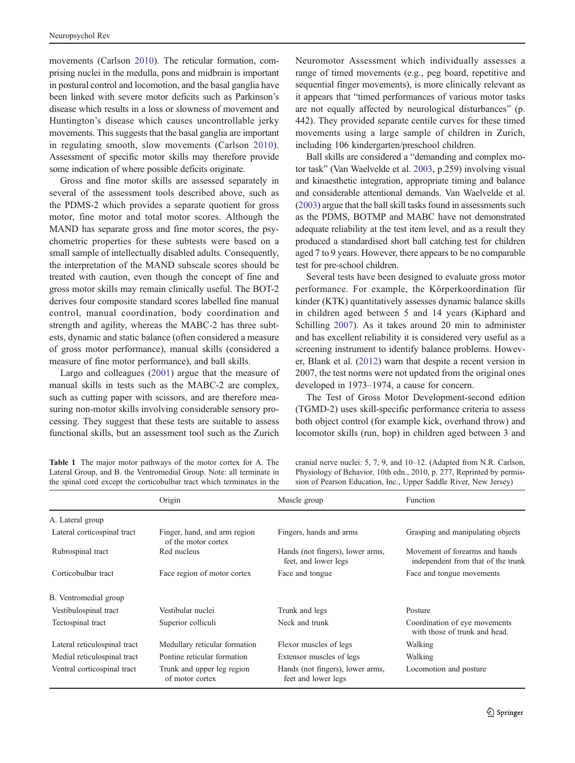movements (Carlson 2010). The reticular formation, comprising nuclei in the medulla, pons and midbrain is important in postural control and locomotion, and the basal ganglia have been linked with severe motor deficits such as Parkinson's disease which results in a loss or slowness of movement and Huntington's disease which causes uncontrollable jerky movements. This suggests that the basal ganglia are important in regulating smooth, slow movements (Carlson 2010). Assessment of specific motor skills may therefore provide some indication of where possible deficits originate.

Gross and fine motor skills are assessed separately in several of the assessment tools described above, such as the PDMS-2 which provides a separate quotient for gross motor, fine motor and total motor scores. Although the MAND has separate gross and fine motor scores, the psychometric properties for these subtests were based on a small sample of intellectually disabled adults. Consequently, the interpretation of the MAND subscale scores should be treated with caution, even though the concept of fine and gross motor skills may remain clinically useful. The BOT-2 derives four composite standard scores labelled fine manual control, manual coordination, body coordination and strength and agility, whereas the MABC-2 has three subtests, dynamic and static balance (often considered a measure of gross motor performance), manual skills (considered a measure of fine motor performance), and ball skills.

Largo and colleagues (2001) argue that the measure of manual skills in tests such as the MABC-2 are complex, such as cutting paper with scissors, and are therefore measuring non-motor skills involving considerable sensory processing. They suggest that these tests are suitable to assess functional skills, but an assessment tool such as the Zurich Neuromotor Assessment which individually assesses a range of timed movements (e.g., peg board, repetitive and sequential finger movements), is more clinically relevant as it appears that "timed performances of various motor tasks are not equally affected by neurological disturbances" (p. 442). They provided separate centile curves for these timed movements using a large sample of children in Zurich, including 106 kindergarten/preschool children.

Ball skills are considered a "demanding and complex motor task" (Van Waelvelde et al. 2003, p.259) involving visual and kinaesthetic integration, appropriate timing and balance and considerable attentional demands. Van Waelvelde et al. (2003) argue that the ball skill tasks found in assessments such as the PDMS, BOTMP and MABC have not demonstrated adequate reliability at the test item level, and as a result they produced a standardised short ball catching test for children aged 7 to 9 years. However, there appears to be no comparable test for pre-school children.

Several tests have been designed to evaluate gross motor performance. For example, the Körperkoordination für kinder (KTK) quantitatively assesses dynamic balance skills in children aged between 5 and 14 years (Kiphard and Schilling 2007). As it takes around 20 min to administer and has excellent reliability it is considered very useful as a screening instrument to identify balance problems. However, Blank et al. (2012) warn that despite a recent version in 2007, the test norms were not updated from the original ones developed in 1973–1974, a cause for concern.

The Test of Gross Motor Development-second edition (TGMD-2) uses skill-specific performance criteria to assess both object control (for example kick, overhand throw) and locomotor skills (run, hop) in children aged between 3 and

**Table 1** The major motor pathways of the motor cortex for A. The Lateral Group, and B. the Ventromedial Group. Note: all terminate in the spinal cord except the corticobulbar tract which terminates in the cranial nerve nuclei: 5, 7, 9, and 10–12. (Adapted from N.R. Carlson, Physiology of Behavior, 10th edn., 2010, p. 277, Reprinted by permission of Pearson Education, Inc., Upper Saddle River, New Jersey)

| | Origin | Muscle group | Function |
|---|---|---|---|
| A. Lateral group | | | |
| Lateral corticospinal tract | Finger, hand, and arm region of the motor cortex | Fingers, hands and arms | Grasping and manipulating objects |
| Rubrospinal tract | Red nucleus | Hands (not fingers), lower arms, feet, and lower legs | Movement of forearms and hands independent from that of the trunk |
| Corticobulbar tract | Face region of motor cortex | Face and tongue | Face and tongue movements |
| B. Ventromedial group | | | |
| Vestibulospinal tract | Vestibular nuclei | Trunk and legs | Posture |
| Tectospinal tract | Superior colliculi | Neck and trunk | Coordination of eye movements with those of trunk and head. |
| Lateral reticulospinal tract | Medullary reticular formation | Flexor muscles of legs | Walking |
| Medial reticulospinal tract | Pontine reticular formation | Extensor muscles of legs | Walking |
| Ventral corticospinal tract | Trunk and upper leg region of motor cortex | Hands (not fingers), lower arms, feet and lower legs | Locomotion and posture |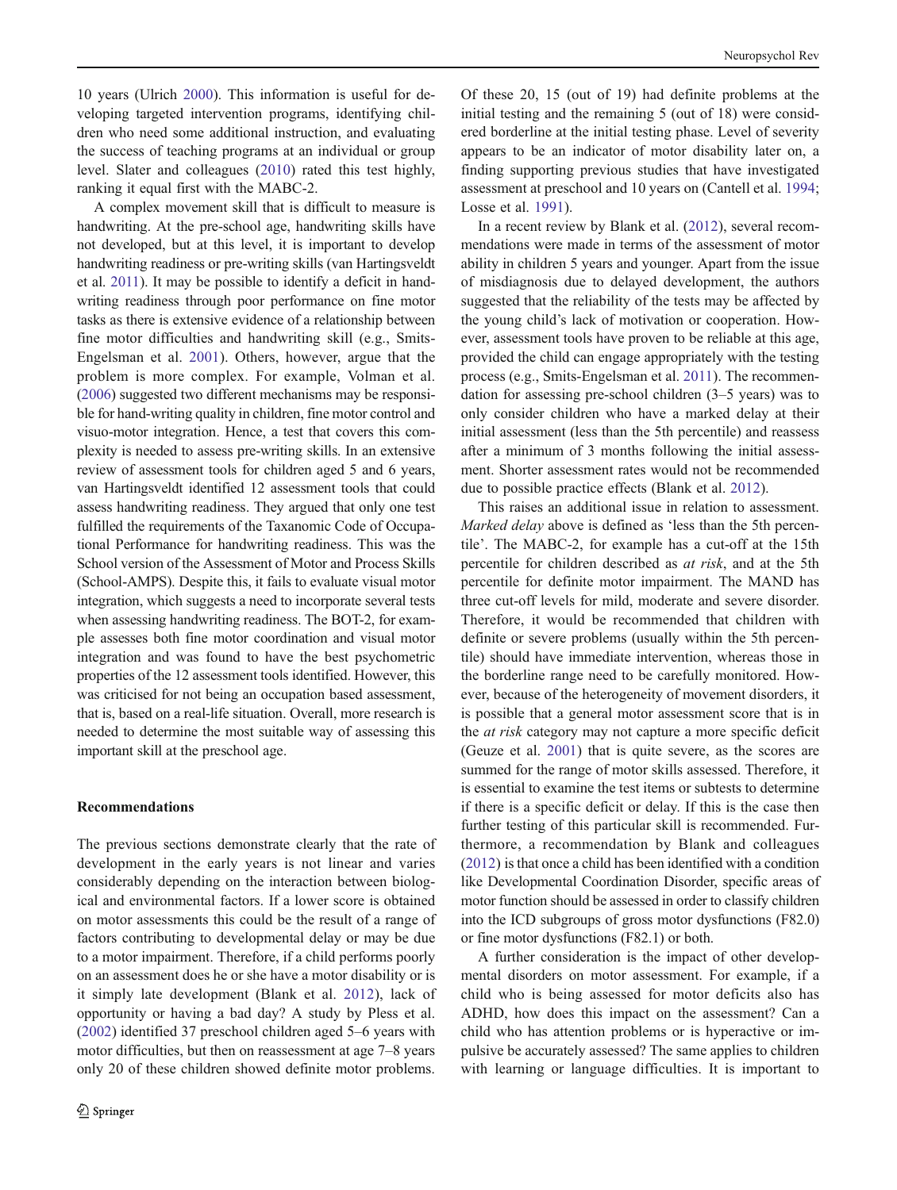10 years (Ulrich 2000). This information is useful for developing targeted intervention programs, identifying children who need some additional instruction, and evaluating the success of teaching programs at an individual or group level. Slater and colleagues (2010) rated this test highly, ranking it equal first with the MABC-2.

A complex movement skill that is difficult to measure is handwriting. At the pre-school age, handwriting skills have not developed, but at this level, it is important to develop handwriting readiness or pre-writing skills (van Hartingsveldt et al. 2011). It may be possible to identify a deficit in handwriting readiness through poor performance on fine motor tasks as there is extensive evidence of a relationship between fine motor difficulties and handwriting skill (e.g., Smits-Engelsman et al. 2001). Others, however, argue that the problem is more complex. For example, Volman et al. (2006) suggested two different mechanisms may be responsible for hand-writing quality in children, fine motor control and visuo-motor integration. Hence, a test that covers this complexity is needed to assess pre-writing skills. In an extensive review of assessment tools for children aged 5 and 6 years, van Hartingsveldt identified 12 assessment tools that could assess handwriting readiness. They argued that only one test fulfilled the requirements of the Taxanomic Code of Occupational Performance for handwriting readiness. This was the School version of the Assessment of Motor and Process Skills (School-AMPS). Despite this, it fails to evaluate visual motor integration, which suggests a need to incorporate several tests when assessing handwriting readiness. The BOT-2, for example assesses both fine motor coordination and visual motor integration and was found to have the best psychometric properties of the 12 assessment tools identified. However, this was criticised for not being an occupation based assessment, that is, based on a real-life situation. Overall, more research is needed to determine the most suitable way of assessing this important skill at the preschool age.

## Recommendations

The previous sections demonstrate clearly that the rate of development in the early years is not linear and varies considerably depending on the interaction between biological and environmental factors. If a lower score is obtained on motor assessments this could be the result of a range of factors contributing to developmental delay or may be due to a motor impairment. Therefore, if a child performs poorly on an assessment does he or she have a motor disability or is it simply late development (Blank et al. 2012), lack of opportunity or having a bad day? A study by Pless et al. (2002) identified 37 preschool children aged 5–6 years with motor difficulties, but then on reassessment at age 7–8 years only 20 of these children showed definite motor problems. Of these 20, 15 (out of 19) had definite problems at the initial testing and the remaining 5 (out of 18) were considered borderline at the initial testing phase. Level of severity appears to be an indicator of motor disability later on, a finding supporting previous studies that have investigated assessment at preschool and 10 years on (Cantell et al. 1994; Losse et al. 1991).

In a recent review by Blank et al. (2012), several recommendations were made in terms of the assessment of motor ability in children 5 years and younger. Apart from the issue of misdiagnosis due to delayed development, the authors suggested that the reliability of the tests may be affected by the young child's lack of motivation or cooperation. However, assessment tools have proven to be reliable at this age, provided the child can engage appropriately with the testing process (e.g., Smits-Engelsman et al. 2011). The recommendation for assessing pre-school children (3–5 years) was to only consider children who have a marked delay at their initial assessment (less than the 5th percentile) and reassess after a minimum of 3 months following the initial assessment. Shorter assessment rates would not be recommended due to possible practice effects (Blank et al. 2012).

This raises an additional issue in relation to assessment. *Marked delay* above is defined as 'less than the 5th percentile'. The MABC-2, for example has a cut-off at the 15th percentile for children described as *at risk*, and at the 5th percentile for definite motor impairment. The MAND has three cut-off levels for mild, moderate and severe disorder. Therefore, it would be recommended that children with definite or severe problems (usually within the 5th percentile) should have immediate intervention, whereas those in the borderline range need to be carefully monitored. However, because of the heterogeneity of movement disorders, it is possible that a general motor assessment score that is in the *at risk* category may not capture a more specific deficit (Geuze et al. 2001) that is quite severe, as the scores are summed for the range of motor skills assessed. Therefore, it is essential to examine the test items or subtests to determine if there is a specific deficit or delay. If this is the case then further testing of this particular skill is recommended. Furthermore, a recommendation by Blank and colleagues (2012) is that once a child has been identified with a condition like Developmental Coordination Disorder, specific areas of motor function should be assessed in order to classify children into the ICD subgroups of gross motor dysfunctions (F82.0) or fine motor dysfunctions (F82.1) or both.

A further consideration is the impact of other developmental disorders on motor assessment. For example, if a child who is being assessed for motor deficits also has ADHD, how does this impact on the assessment? Can a child who has attention problems or is hyperactive or impulsive be accurately assessed? The same applies to children with learning or language difficulties. It is important to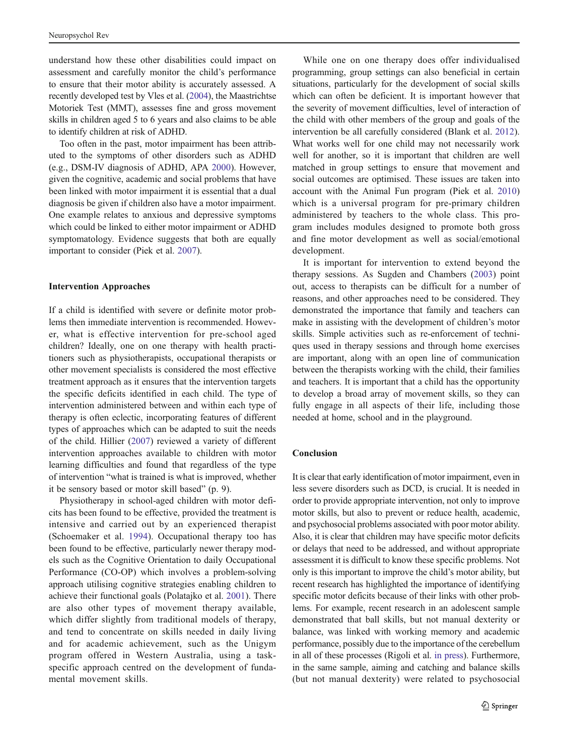understand how these other disabilities could impact on assessment and carefully monitor the child's performance to ensure that their motor ability is accurately assessed. A recently developed test by Vles et al. (2004), the Maastrichtse Motoriek Test (MMT), assesses fine and gross movement skills in children aged 5 to 6 years and also claims to be able to identify children at risk of ADHD.

Too often in the past, motor impairment has been attributed to the symptoms of other disorders such as ADHD (e.g., DSM-IV diagnosis of ADHD, APA 2000). However, given the cognitive, academic and social problems that have been linked with motor impairment it is essential that a dual diagnosis be given if children also have a motor impairment. One example relates to anxious and depressive symptoms which could be linked to either motor impairment or ADHD symptomatology. Evidence suggests that both are equally important to consider (Piek et al. 2007).

### Intervention Approaches

If a child is identified with severe or definite motor problems then immediate intervention is recommended. However, what is effective intervention for pre-school aged children? Ideally, one on one therapy with health practitioners such as physiotherapists, occupational therapists or other movement specialists is considered the most effective treatment approach as it ensures that the intervention targets the specific deficits identified in each child. The type of intervention administered between and within each type of therapy is often eclectic, incorporating features of different types of approaches which can be adapted to suit the needs of the child. Hillier (2007) reviewed a variety of different intervention approaches available to children with motor learning difficulties and found that regardless of the type of intervention "what is trained is what is improved, whether it be sensory based or motor skill based" (p. 9).

Physiotherapy in school-aged children with motor deficits has been found to be effective, provided the treatment is intensive and carried out by an experienced therapist (Schoemaker et al. 1994). Occupational therapy too has been found to be effective, particularly newer therapy models such as the Cognitive Orientation to daily Occupational Performance (CO-OP) which involves a problem-solving approach utilising cognitive strategies enabling children to achieve their functional goals (Polatajko et al. 2001). There are also other types of movement therapy available, which differ slightly from traditional models of therapy, and tend to concentrate on skills needed in daily living and for academic achievement, such as the Unigym program offered in Western Australia, using a task-specific approach centred on the development of fundamental movement skills.

While one on one therapy does offer individualised programming, group settings can also beneficial in certain situations, particularly for the development of social skills which can often be deficient. It is important however that the severity of movement difficulties, level of interaction of the child with other members of the group and goals of the intervention be all carefully considered (Blank et al. 2012). What works well for one child may not necessarily work well for another, so it is important that children are well matched in group settings to ensure that movement and social outcomes are optimised. These issues are taken into account with the Animal Fun program (Piek et al. 2010) which is a universal program for pre-primary children administered by teachers to the whole class. This program includes modules designed to promote both gross and fine motor development as well as social/emotional development.

It is important for intervention to extend beyond the therapy sessions. As Sugden and Chambers (2003) point out, access to therapists can be difficult for a number of reasons, and other approaches need to be considered. They demonstrated the importance that family and teachers can make in assisting with the development of children's motor skills. Simple activities such as re-enforcement of techniques used in therapy sessions and through home exercises are important, along with an open line of communication between the therapists working with the child, their families and teachers. It is important that a child has the opportunity to develop a broad array of movement skills, so they can fully engage in all aspects of their life, including those needed at home, school and in the playground.

### Conclusion

It is clear that early identification of motor impairment, even in less severe disorders such as DCD, is crucial. It is needed in order to provide appropriate intervention, not only to improve motor skills, but also to prevent or reduce health, academic, and psychosocial problems associated with poor motor ability. Also, it is clear that children may have specific motor deficits or delays that need to be addressed, and without appropriate assessment it is difficult to know these specific problems. Not only is this important to improve the child's motor ability, but recent research has highlighted the importance of identifying specific motor deficits because of their links with other problems. For example, recent research in an adolescent sample demonstrated that ball skills, but not manual dexterity or balance, was linked with working memory and academic performance, possibly due to the importance of the cerebellum in all of these processes (Rigoli et al. in press). Furthermore, in the same sample, aiming and catching and balance skills (but not manual dexterity) were related to psychosocial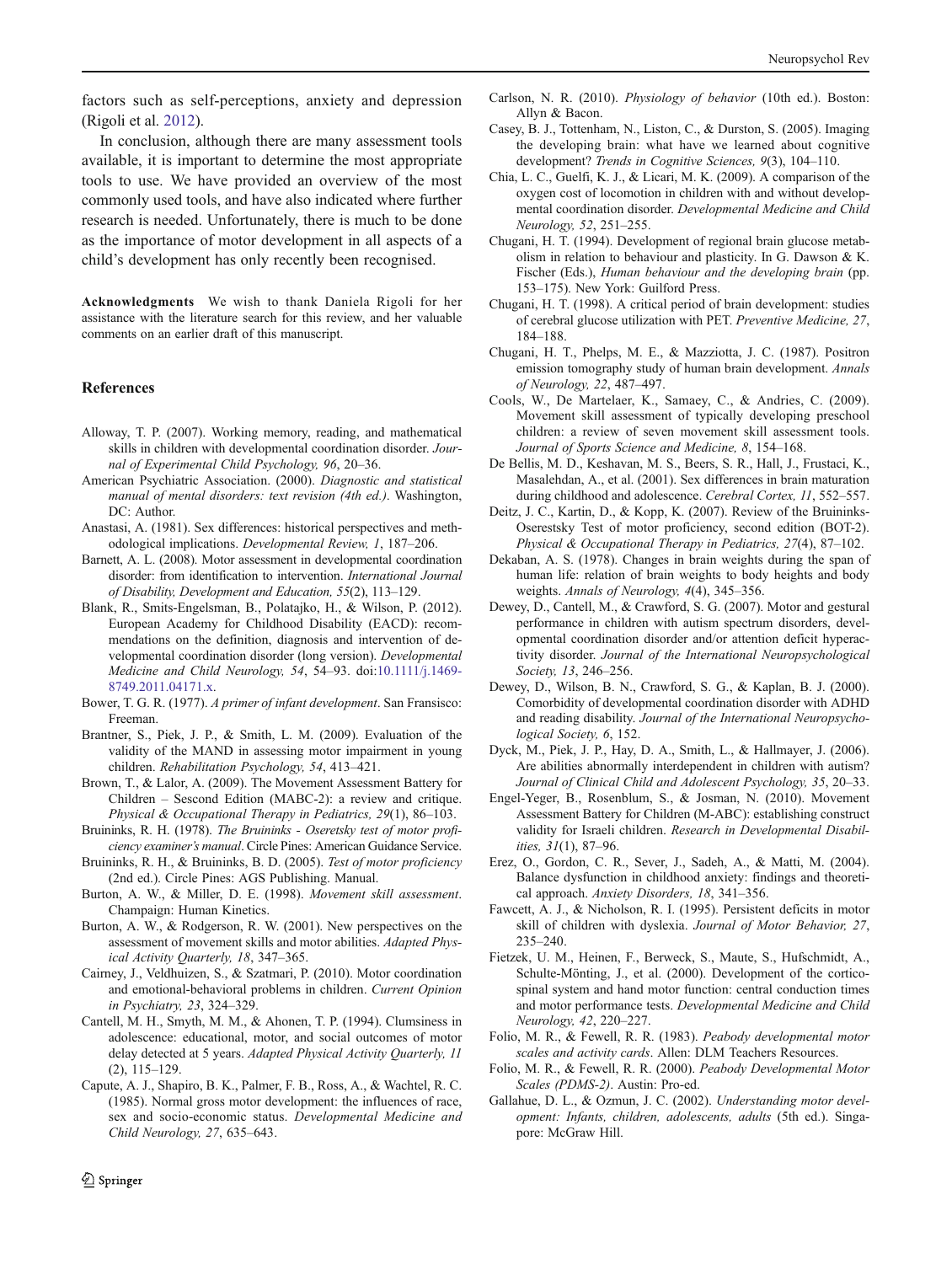factors such as self-perceptions, anxiety and depression (Rigoli et al. 2012).

In conclusion, although there are many assessment tools available, it is important to determine the most appropriate tools to use. We have provided an overview of the most commonly used tools, and have also indicated where further research is needed. Unfortunately, there is much to be done as the importance of motor development in all aspects of a child's development has only recently been recognised.

**Acknowledgments** We wish to thank Daniela Rigoli for her assistance with the literature search for this review, and her valuable comments on an earlier draft of this manuscript.

## References

Alloway, T. P. (2007). Working memory, reading, and mathematical skills in children with developmental coordination disorder. *Journal of Experimental Child Psychology, 96*, 20–36.

American Psychiatric Association. (2000). *Diagnostic and statistical manual of mental disorders: text revision (4th ed.)*. Washington, DC: Author.

Anastasi, A. (1981). Sex differences: historical perspectives and methodological implications. *Developmental Review, 1*, 187–206.

Barnett, A. L. (2008). Motor assessment in developmental coordination disorder: from identification to intervention. *International Journal of Disability, Development and Education, 55*(2), 113–129.

Blank, R., Smits-Engelsman, B., Polatajko, H., & Wilson, P. (2012). European Academy for Childhood Disability (EACD): recommendations on the definition, diagnosis and intervention of developmental coordination disorder (long version). *Developmental Medicine and Child Neurology, 54*, 54–93. doi:10.1111/j.1469-8749.2011.04171.x.

Bower, T. G. R. (1977). *A primer of infant development*. San Fransisco: Freeman.

Brantner, S., Piek, J. P., & Smith, L. M. (2009). Evaluation of the validity of the MAND in assessing motor impairment in young children. *Rehabilitation Psychology, 54*, 413–421.

Brown, T., & Lalor, A. (2009). The Movement Assessment Battery for Children – Sescond Edition (MABC-2): a review and critique. *Physical & Occupational Therapy in Pediatrics, 29*(1), 86–103.

Bruininks, R. H. (1978). *The Bruininks - Oseretsky test of motor proficiency examiner's manual*. Circle Pines: American Guidance Service.

Bruininks, R. H., & Bruininks, B. D. (2005). *Test of motor proficiency* (2nd ed.). Circle Pines: AGS Publishing. Manual.

Burton, A. W., & Miller, D. E. (1998). *Movement skill assessment*. Champaign: Human Kinetics.

Burton, A. W., & Rodgerson, R. W. (2001). New perspectives on the assessment of movement skills and motor abilities. *Adapted Physical Activity Quarterly, 18*, 347–365.

Cairney, J., Veldhuizen, S., & Szatmari, P. (2010). Motor coordination and emotional-behavioral problems in children. *Current Opinion in Psychiatry, 23*, 324–329.

Cantell, M. H., Smyth, M. M., & Ahonen, T. P. (1994). Clumsiness in adolescence: educational, motor, and social outcomes of motor delay detected at 5 years. *Adapted Physical Activity Quarterly, 11* (2), 115–129.

Capute, A. J., Shapiro, B. K., Palmer, F. B., Ross, A., & Wachtel, R. C. (1985). Normal gross motor development: the influences of race, sex and socio-economic status. *Developmental Medicine and Child Neurology, 27*, 635–643.

Carlson, N. R. (2010). *Physiology of behavior* (10th ed.). Boston: Allyn & Bacon.

Casey, B. J., Tottenham, N., Liston, C., & Durston, S. (2005). Imaging the developing brain: what have we learned about cognitive development? *Trends in Cognitive Sciences, 9*(3), 104–110.

Chia, L. C., Guelfi, K. J., & Licari, M. K. (2009). A comparison of the oxygen cost of locomotion in children with and without developmental coordination disorder. *Developmental Medicine and Child Neurology, 52*, 251–255.

Chugani, H. T. (1994). Development of regional brain glucose metabolism in relation to behaviour and plasticity. In G. Dawson & K. Fischer (Eds.), *Human behaviour and the developing brain* (pp. 153–175). New York: Guilford Press.

Chugani, H. T. (1998). A critical period of brain development: studies of cerebral glucose utilization with PET. *Preventive Medicine, 27*, 184–188.

Chugani, H. T., Phelps, M. E., & Mazziotta, J. C. (1987). Positron emission tomography study of human brain development. *Annals of Neurology, 22*, 487–497.

Cools, W., De Martelaer, K., Samaey, C., & Andries, C. (2009). Movement skill assessment of typically developing preschool children: a review of seven movement skill assessment tools. *Journal of Sports Science and Medicine, 8*, 154–168.

De Bellis, M. D., Keshavan, M. S., Beers, S. R., Hall, J., Frustaci, K., Masalehdan, A., et al. (2001). Sex differences in brain maturation during childhood and adolescence. *Cerebral Cortex, 11*, 552–557.

Deitz, J. C., Kartin, D., & Kopp, K. (2007). Review of the Bruininks-Oserestsky Test of motor proficiency, second edition (BOT-2). *Physical & Occupational Therapy in Pediatrics, 27*(4), 87–102.

Dekaban, A. S. (1978). Changes in brain weights during the span of human life: relation of brain weights to body heights and body weights. *Annals of Neurology, 4*(4), 345–356.

Dewey, D., Cantell, M., & Crawford, S. G. (2007). Motor and gestural performance in children with autism spectrum disorders, developmental coordination disorder and/or attention deficit hyperactivity disorder. *Journal of the International Neuropsychological Society, 13*, 246–256.

Dewey, D., Wilson, B. N., Crawford, S. G., & Kaplan, B. J. (2000). Comorbidity of developmental coordination disorder with ADHD and reading disability. *Journal of the International Neuropsychological Society, 6*, 152.

Dyck, M., Piek, J. P., Hay, D. A., Smith, L., & Hallmayer, J. (2006). Are abilities abnormally interdependent in children with autism? *Journal of Clinical Child and Adolescent Psychology, 35*, 20–33.

Engel-Yeger, B., Rosenblum, S., & Josman, N. (2010). Movement Assessment Battery for Children (M-ABC): establishing construct validity for Israeli children. *Research in Developmental Disabilities, 31*(1), 87–96.

Erez, O., Gordon, C. R., Sever, J., Sadeh, A., & Matti, M. (2004). Balance dysfunction in childhood anxiety: findings and theoretical approach. *Anxiety Disorders, 18*, 341–356.

Fawcett, A. J., & Nicholson, R. I. (1995). Persistent deficits in motor skill of children with dyslexia. *Journal of Motor Behavior, 27*, 235–240.

Fietzek, U. M., Heinen, F., Berweck, S., Maute, S., Hufschmidt, A., Schulte-Mönting, J., et al. (2000). Development of the corticospinal system and hand motor function: central conduction times and motor performance tests. *Developmental Medicine and Child Neurology, 42*, 220–227.

Folio, M. R., & Fewell, R. R. (1983). *Peabody developmental motor scales and activity cards*. Allen: DLM Teachers Resources.

Folio, M. R., & Fewell, R. R. (2000). *Peabody Developmental Motor Scales (PDMS-2)*. Austin: Pro-ed.

Gallahue, D. L., & Ozmun, J. C. (2002). *Understanding motor development: Infants, children, adolescents, adults* (5th ed.). Singapore: McGraw Hill.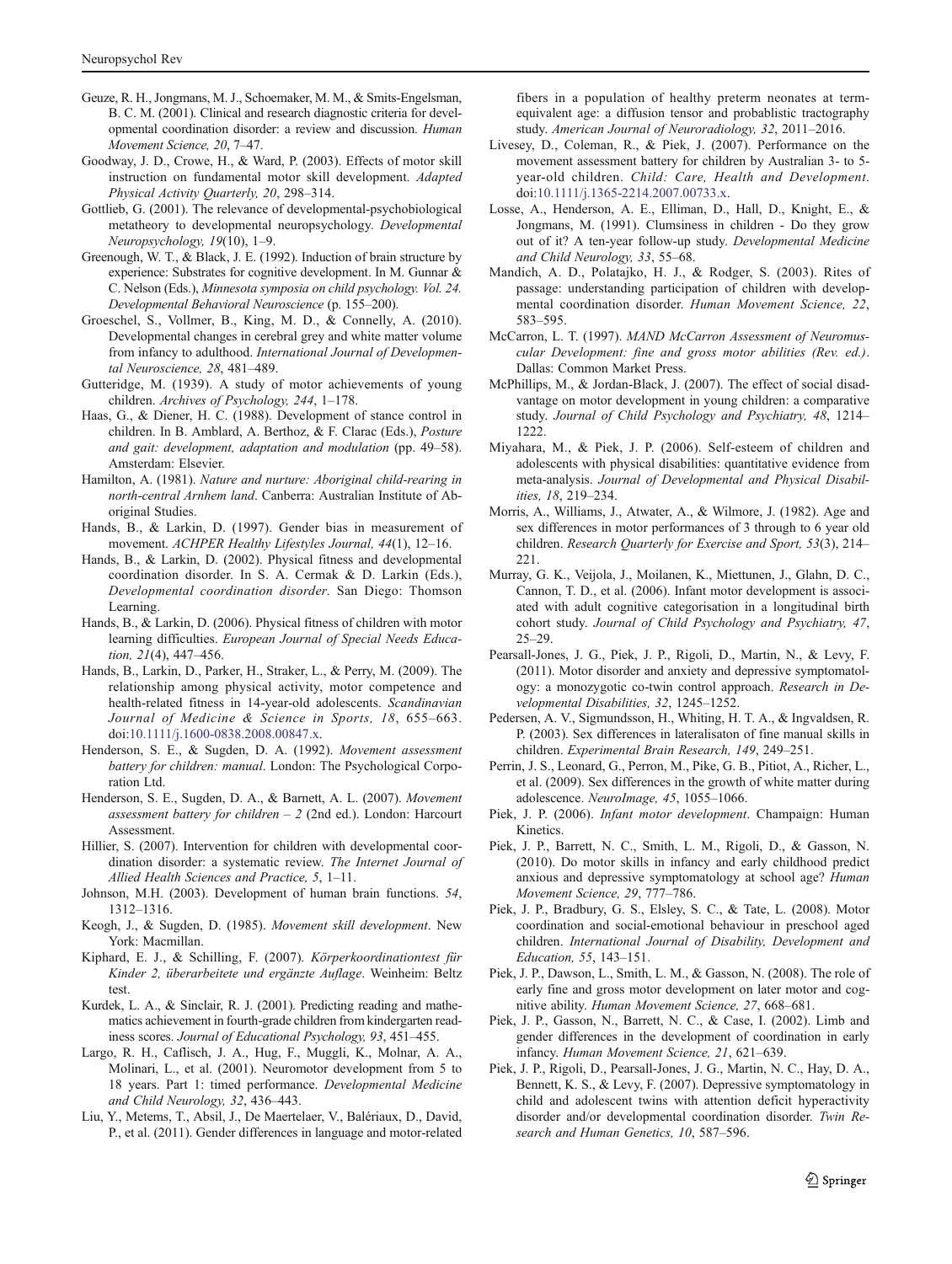Geuze, R. H., Jongmans, M. J., Schoemaker, M. M., & Smits-Engelsman, B. C. M. (2001). Clinical and research diagnostic criteria for developmental coordination disorder: a review and discussion. *Human Movement Science, 20*, 7–47.

Goodway, J. D., Crowe, H., & Ward, P. (2003). Effects of motor skill instruction on fundamental motor skill development. *Adapted Physical Activity Quarterly, 20*, 298–314.

Gottlieb, G. (2001). The relevance of developmental-psychobiological metatheory to developmental neuropsychology. *Developmental Neuropsychology, 19*(10), 1–9.

Greenough, W. T., & Black, J. E. (1992). Induction of brain structure by experience: Substrates for cognitive development. In M. Gunnar & C. Nelson (Eds.), *Minnesota symposia on child psychology. Vol. 24. Developmental Behavioral Neuroscience* (p. 155–200).

Groeschel, S., Vollmer, B., King, M. D., & Connelly, A. (2010). Developmental changes in cerebral grey and white matter volume from infancy to adulthood. *International Journal of Developmental Neuroscience, 28*, 481–489.

Gutteridge, M. (1939). A study of motor achievements of young children. *Archives of Psychology, 244*, 1–178.

Haas, G., & Diener, H. C. (1988). Development of stance control in children. In B. Amblard, A. Berthoz, & F. Clarac (Eds.), *Posture and gait: development, adaptation and modulation* (pp. 49–58). Amsterdam: Elsevier.

Hamilton, A. (1981). *Nature and nurture: Aboriginal child-rearing in north-central Arnhem land*. Canberra: Australian Institute of Aboriginal Studies.

Hands, B., & Larkin, D. (1997). Gender bias in measurement of movement. *ACHPER Healthy Lifestyles Journal, 44*(1), 12–16.

Hands, B., & Larkin, D. (2002). Physical fitness and developmental coordination disorder. In S. A. Cermak & D. Larkin (Eds.), *Developmental coordination disorder*. San Diego: Thomson Learning.

Hands, B., & Larkin, D. (2006). Physical fitness of children with motor learning difficulties. *European Journal of Special Needs Education, 21*(4), 447–456.

Hands, B., Larkin, D., Parker, H., Straker, L., & Perry, M. (2009). The relationship among physical activity, motor competence and health-related fitness in 14-year-old adolescents. *Scandinavian Journal of Medicine & Science in Sports, 18*, 655–663. doi:10.1111/j.1600-0838.2008.00847.x.

Henderson, S. E., & Sugden, D. A. (1992). *Movement assessment battery for children: manual*. London: The Psychological Corporation Ltd.

Henderson, S. E., Sugden, D. A., & Barnett, A. L. (2007). *Movement assessment battery for children – 2* (2nd ed.). London: Harcourt Assessment.

Hillier, S. (2007). Intervention for children with developmental coordination disorder: a systematic review. *The Internet Journal of Allied Health Sciences and Practice, 5*, 1–11.

Johnson, M.H. (2003). Development of human brain functions. *54*, 1312–1316.

Keogh, J., & Sugden, D. (1985). *Movement skill development*. New York: Macmillan.

Kiphard, E. J., & Schilling, F. (2007). *Körperkoordinationtest für Kinder 2, überarbeitete und ergänzte Auflage*. Weinheim: Beltz test.

Kurdek, L. A., & Sinclair, R. J. (2001). Predicting reading and mathematics achievement in fourth-grade children from kindergarten readiness scores. *Journal of Educational Psychology, 93*, 451–455.

Largo, R. H., Caflisch, J. A., Hug, F., Muggli, K., Molnar, A. A., Molinari, L., et al. (2001). Neuromotor development from 5 to 18 years. Part 1: timed performance. *Developmental Medicine and Child Neurology, 32*, 436–443.

Liu, Y., Metems, T., Absil, J., De Maertelaer, V., Balériaux, D., David, P., et al. (2011). Gender differences in language and motor-related fibers in a population of healthy preterm neonates at term-equivalent age: a diffusion tensor and probablistic tractography study. *American Journal of Neuroradiology, 32*, 2011–2016.

Livesey, D., Coleman, R., & Piek, J. (2007). Performance on the movement assessment battery for children by Australian 3- to 5-year-old children. *Child: Care, Health and Development*. doi:10.1111/j.1365-2214.2007.00733.x.

Losse, A., Henderson, A. E., Elliman, D., Hall, D., Knight, E., & Jongmans, M. (1991). Clumsiness in children - Do they grow out of it? A ten-year follow-up study. *Developmental Medicine and Child Neurology, 33*, 55–68.

Mandich, A. D., Polatajko, H. J., & Rodger, S. (2003). Rites of passage: understanding participation of children with developmental coordination disorder. *Human Movement Science, 22*, 583–595.

McCarron, L. T. (1997). *MAND McCarron Assessment of Neuromuscular Development: fine and gross motor abilities (Rev. ed.)*. Dallas: Common Market Press.

McPhillips, M., & Jordan-Black, J. (2007). The effect of social disadvantage on motor development in young children: a comparative study. *Journal of Child Psychology and Psychiatry, 48*, 1214–1222.

Miyahara, M., & Piek, J. P. (2006). Self-esteem of children and adolescents with physical disabilities: quantitative evidence from meta-analysis. *Journal of Developmental and Physical Disabilities, 18*, 219–234.

Morris, A., Williams, J., Atwater, A., & Wilmore, J. (1982). Age and sex differences in motor performances of 3 through to 6 year old children. *Research Quarterly for Exercise and Sport, 53*(3), 214–221.

Murray, G. K., Veijola, J., Moilanen, K., Miettunen, J., Glahn, D. C., Cannon, T. D., et al. (2006). Infant motor development is associated with adult cognitive categorisation in a longitudinal birth cohort study. *Journal of Child Psychology and Psychiatry, 47*, 25–29.

Pearsall-Jones, J. G., Piek, J. P., Rigoli, D., Martin, N., & Levy, F. (2011). Motor disorder and anxiety and depressive symptomatology: a monozygotic co-twin control approach. *Research in Developmental Disabilities, 32*, 1245–1252.

Pedersen, A. V., Sigmundsson, H., Whiting, H. T. A., & Ingvaldsen, R. P. (2003). Sex differences in lateralisaton of fine manual skills in children. *Experimental Brain Research, 149*, 249–251.

Perrin, J. S., Leonard, G., Perron, M., Pike, G. B., Pitiot, A., Richer, L., et al. (2009). Sex differences in the growth of white matter during adolescence. *NeuroImage, 45*, 1055–1066.

Piek, J. P. (2006). *Infant motor development*. Champaign: Human Kinetics.

Piek, J. P., Barrett, N. C., Smith, L. M., Rigoli, D., & Gasson, N. (2010). Do motor skills in infancy and early childhood predict anxious and depressive symptomatology at school age? *Human Movement Science, 29*, 777–786.

Piek, J. P., Bradbury, G. S., Elsley, S. C., & Tate, L. (2008). Motor coordination and social-emotional behaviour in preschool aged children. *International Journal of Disability, Development and Education, 55*, 143–151.

Piek, J. P., Dawson, L., Smith, L. M., & Gasson, N. (2008). The role of early fine and gross motor development on later motor and cognitive ability. *Human Movement Science, 27*, 668–681.

Piek, J. P., Gasson, N., Barrett, N. C., & Case, I. (2002). Limb and gender differences in the development of coordination in early infancy. *Human Movement Science, 21*, 621–639.

Piek, J. P., Rigoli, D., Pearsall-Jones, J. G., Martin, N. C., Hay, D. A., Bennett, K. S., & Levy, F. (2007). Depressive symptomatology in child and adolescent twins with attention deficit hyperactivity disorder and/or developmental coordination disorder. *Twin Research and Human Genetics, 10*, 587–596.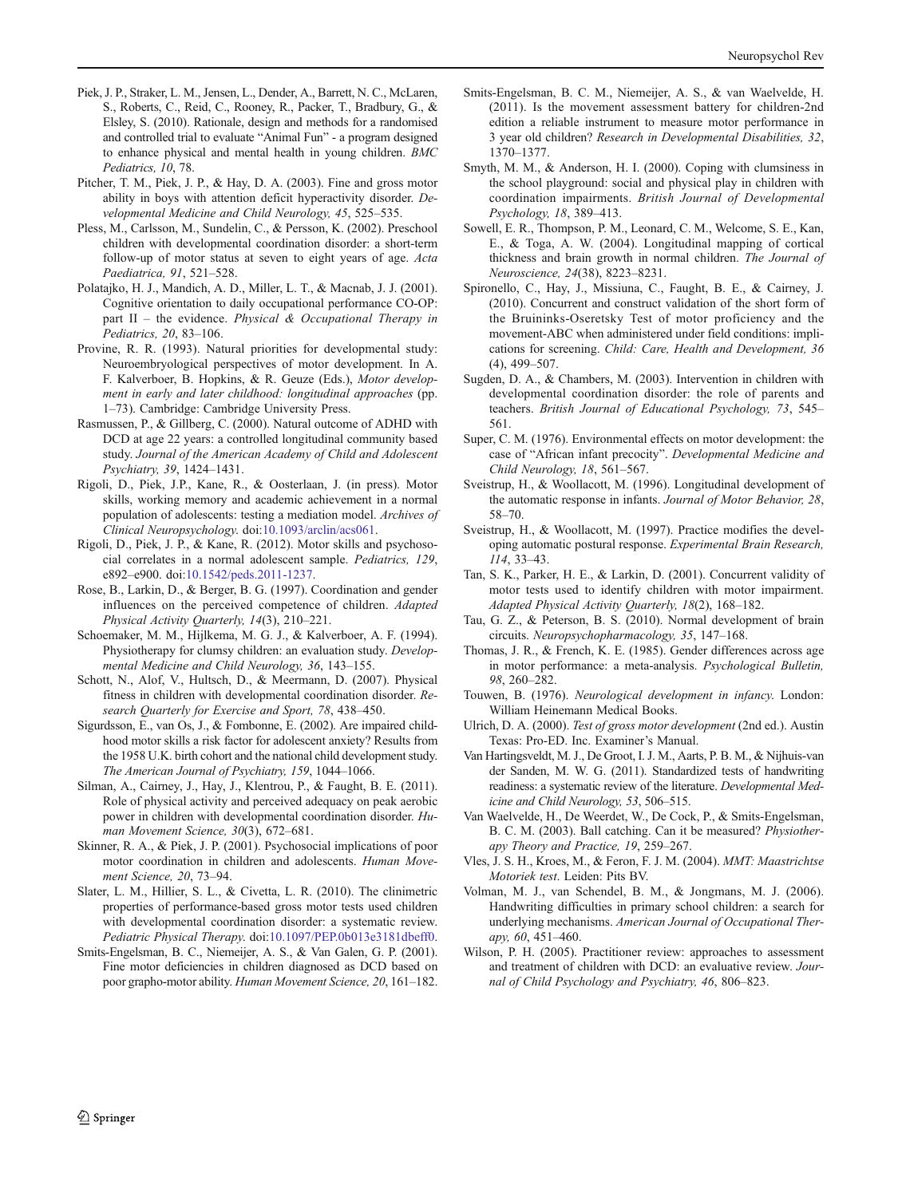Piek, J. P., Straker, L. M., Jensen, L., Dender, A., Barrett, N. C., McLaren, S., Roberts, C., Reid, C., Rooney, R., Packer, T., Bradbury, G., & Elsley, S. (2010). Rationale, design and methods for a randomised and controlled trial to evaluate "Animal Fun" - a program designed to enhance physical and mental health in young children. *BMC Pediatrics, 10*, 78.

Pitcher, T. M., Piek, J. P., & Hay, D. A. (2003). Fine and gross motor ability in boys with attention deficit hyperactivity disorder. *Developmental Medicine and Child Neurology, 45*, 525–535.

Pless, M., Carlsson, M., Sundelin, C., & Persson, K. (2002). Preschool children with developmental coordination disorder: a short-term follow-up of motor status at seven to eight years of age. *Acta Paediatrica, 91*, 521–528.

Polatajko, H. J., Mandich, A. D., Miller, L. T., & Macnab, J. J. (2001). Cognitive orientation to daily occupational performance CO-OP: part II – the evidence. *Physical & Occupational Therapy in Pediatrics, 20*, 83–106.

Provine, R. R. (1993). Natural priorities for developmental study: Neuroembryological perspectives of motor development. In A. F. Kalverboer, B. Hopkins, & R. Geuze (Eds.), *Motor development in early and later childhood: longitudinal approaches* (pp. 1–73). Cambridge: Cambridge University Press.

Rasmussen, P., & Gillberg, C. (2000). Natural outcome of ADHD with DCD at age 22 years: a controlled longitudinal community based study. *Journal of the American Academy of Child and Adolescent Psychiatry, 39*, 1424–1431.

Rigoli, D., Piek, J.P., Kane, R., & Oosterlaan, J. (in press). Motor skills, working memory and academic achievement in a normal population of adolescents: testing a mediation model. *Archives of Clinical Neuropsychology*. doi:10.1093/arclin/acs061.

Rigoli, D., Piek, J. P., & Kane, R. (2012). Motor skills and psychosocial correlates in a normal adolescent sample. *Pediatrics, 129*, e892–e900. doi:10.1542/peds.2011-1237.

Rose, B., Larkin, D., & Berger, B. G. (1997). Coordination and gender influences on the perceived competence of children. *Adapted Physical Activity Quarterly, 14*(3), 210–221.

Schoemaker, M. M., Hijlkema, M. G. J., & Kalverboer, A. F. (1994). Physiotherapy for clumsy children: an evaluation study. *Developmental Medicine and Child Neurology, 36*, 143–155.

Schott, N., Alof, V., Hultsch, D., & Meermann, D. (2007). Physical fitness in children with developmental coordination disorder. *Research Quarterly for Exercise and Sport, 78*, 438–450.

Sigurdsson, E., van Os, J., & Fombonne, E. (2002). Are impaired childhood motor skills a risk factor for adolescent anxiety? Results from the 1958 U.K. birth cohort and the national child development study. *The American Journal of Psychiatry, 159*, 1044–1066.

Silman, A., Cairney, J., Hay, J., Klentrou, P., & Faught, B. E. (2011). Role of physical activity and perceived adequacy on peak aerobic power in children with developmental coordination disorder. *Human Movement Science, 30*(3), 672–681.

Skinner, R. A., & Piek, J. P. (2001). Psychosocial implications of poor motor coordination in children and adolescents. *Human Movement Science, 20*, 73–94.

Slater, L. M., Hillier, S. L., & Civetta, L. R. (2010). The clinimetric properties of performance-based gross motor tests used children with developmental coordination disorder: a systematic review. *Pediatric Physical Therapy*. doi:10.1097/PEP.0b013e3181dbeff0.

Smits-Engelsman, B. C., Niemeijer, A. S., & Van Galen, G. P. (2001). Fine motor deficiencies in children diagnosed as DCD based on poor grapho-motor ability. *Human Movement Science, 20*, 161–182.

Smits-Engelsman, B. C. M., Niemeijer, A. S., & van Waelvelde, H. (2011). Is the movement assessment battery for children-2nd edition a reliable instrument to measure motor performance in 3 year old children? *Research in Developmental Disabilities, 32*, 1370–1377.

Smyth, M. M., & Anderson, H. I. (2000). Coping with clumsiness in the school playground: social and physical play in children with coordination impairments. *British Journal of Developmental Psychology, 18*, 389–413.

Sowell, E. R., Thompson, P. M., Leonard, C. M., Welcome, S. E., Kan, E., & Toga, A. W. (2004). Longitudinal mapping of cortical thickness and brain growth in normal children. *The Journal of Neuroscience, 24*(38), 8223–8231.

Spironello, C., Hay, J., Missiuna, C., Faught, B. E., & Cairney, J. (2010). Concurrent and construct validation of the short form of the Bruininks-Oseretsky Test of motor proficiency and the movement-ABC when administered under field conditions: implications for screening. *Child: Care, Health and Development, 36* (4), 499–507.

Sugden, D. A., & Chambers, M. (2003). Intervention in children with developmental coordination disorder: the role of parents and teachers. *British Journal of Educational Psychology, 73*, 545–561.

Super, C. M. (1976). Environmental effects on motor development: the case of "African infant precocity". *Developmental Medicine and Child Neurology, 18*, 561–567.

Sveistrup, H., & Woollacott, M. (1996). Longitudinal development of the automatic response in infants. *Journal of Motor Behavior, 28*, 58–70.

Sveistrup, H., & Woollacott, M. (1997). Practice modifies the developing automatic postural response. *Experimental Brain Research, 114*, 33–43.

Tan, S. K., Parker, H. E., & Larkin, D. (2001). Concurrent validity of motor tests used to identify children with motor impairment. *Adapted Physical Activity Quarterly, 18*(2), 168–182.

Tau, G. Z., & Peterson, B. S. (2010). Normal development of brain circuits. *Neuropsychopharmacology, 35*, 147–168.

Thomas, J. R., & French, K. E. (1985). Gender differences across age in motor performance: a meta-analysis. *Psychological Bulletin, 98*, 260–282.

Touwen, B. (1976). *Neurological development in infancy*. London: William Heinemann Medical Books.

Ulrich, D. A. (2000). *Test of gross motor development* (2nd ed.). Austin Texas: Pro-ED. Inc. Examiner's Manual.

Van Hartingsveldt, M. J., De Groot, I. J. M., Aarts, P. B. M., & Nijhuis-van der Sanden, M. W. G. (2011). Standardized tests of handwriting readiness: a systematic review of the literature. *Developmental Medicine and Child Neurology, 53*, 506–515.

Van Waelvelde, H., De Weerdet, W., De Cock, P., & Smits-Engelsman, B. C. M. (2003). Ball catching. Can it be measured? *Physiotherapy Theory and Practice, 19*, 259–267.

Vles, J. S. H., Kroes, M., & Feron, F. J. M. (2004). *MMT: Maastrichtse Motoriek test*. Leiden: Pits BV.

Volman, M. J., van Schendel, B. M., & Jongmans, M. J. (2006). Handwriting difficulties in primary school children: a search for underlying mechanisms. *American Journal of Occupational Therapy, 60*, 451–460.

Wilson, P. H. (2005). Practitioner review: approaches to assessment and treatment of children with DCD: an evaluative review. *Journal of Child Psychology and Psychiatry, 46*, 806–823.